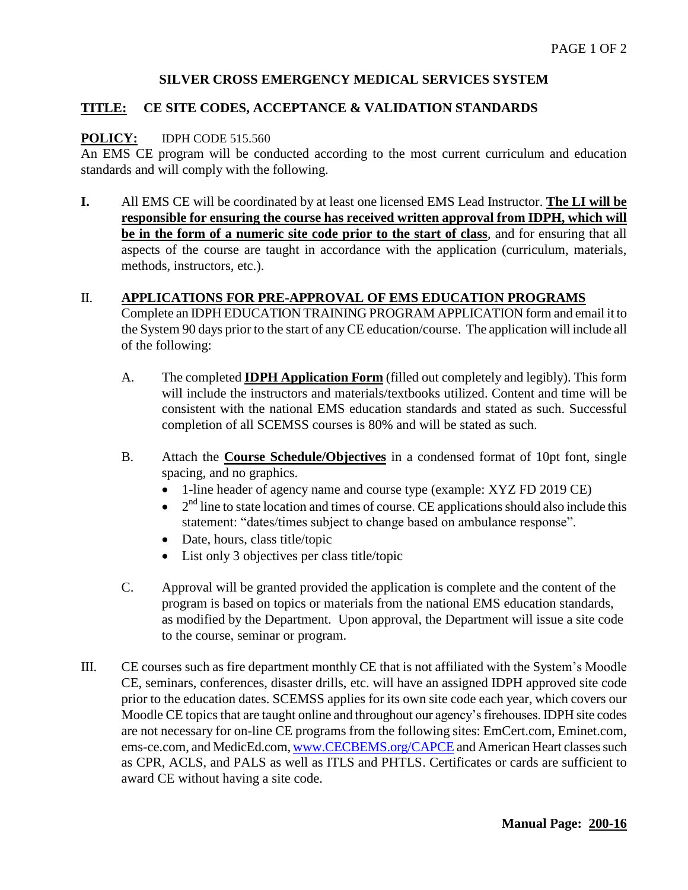# SILVER CROSS EMERGENCY MEDICAL SERVICES SYSTEM

## TITLE: CE SITE CODES, ACCEPTANCE & VALIDATION STANDARDS

**POLICY:** IDPH CODE 515.560

An EMS CE program will be conducted according to the most current curriculum and education standards and will comply with the following.

**I.** All EMS CE will be coordinated by at least one licensed EMS Lead Instructor. **The LI will be responsible for ensuring the course has received written approval from IDPH, which will be in the form of a numeric site code prior to the start of class**, and for ensuring that all aspects of the course are taught in accordance with the application (curriculum, materials, methods, instructors, etc.).

II. **APPLICATIONS FOR PRE-APPROVAL OF EMS EDUCATION PROGRAMS**

Complete an IDPH EDUCATION TRAINING PROGRAM APPLICATION form and email it to the System 90 days prior to the start of any CE education/course. The application will include all of the following:

A. The completed **IDPH Application Form** (filled out completely and legibly). This form will include the instructors and materials/textbooks utilized. Content and time will be consistent with the national EMS education standards and stated as such. Successful completion of all SCEMSS courses is 80% and will be stated as such.

B. Attach the **Course Schedule/Objectives** in a condensed format of 10pt font, single spacing, and no graphics.

- 1-line header of agency name and course type (example: XYZ FD 2019 CE)
- 2nd line to state location and times of course. CE applications should also include this statement: "dates/times subject to change based on ambulance response".
- Date, hours, class title/topic
- List only 3 objectives per class title/topic

C. Approval will be granted provided the application is complete and the content of the program is based on topics or materials from the national EMS education standards, as modified by the Department. Upon approval, the Department will issue a site code to the course, seminar or program.

III. CE courses such as fire department monthly CE that is not affiliated with the System's Moodle CE, seminars, conferences, disaster drills, etc. will have an assigned IDPH approved site code prior to the education dates. SCEMSS applies for its own site code each year, which covers our Moodle CE topics that are taught online and throughout our agency's firehouses. IDPH site codes are not necessary for on-line CE programs from the following sites: EmCert.com, Eminet.com, ems-ce.com, and MedicEd.com, www.CECBEMS.org/CAPCE and American Heart classes such as CPR, ACLS, and PALS as well as ITLS and PHTLS. Certificates or cards are sufficient to award CE without having a site code.

**Manual Page: 200-16**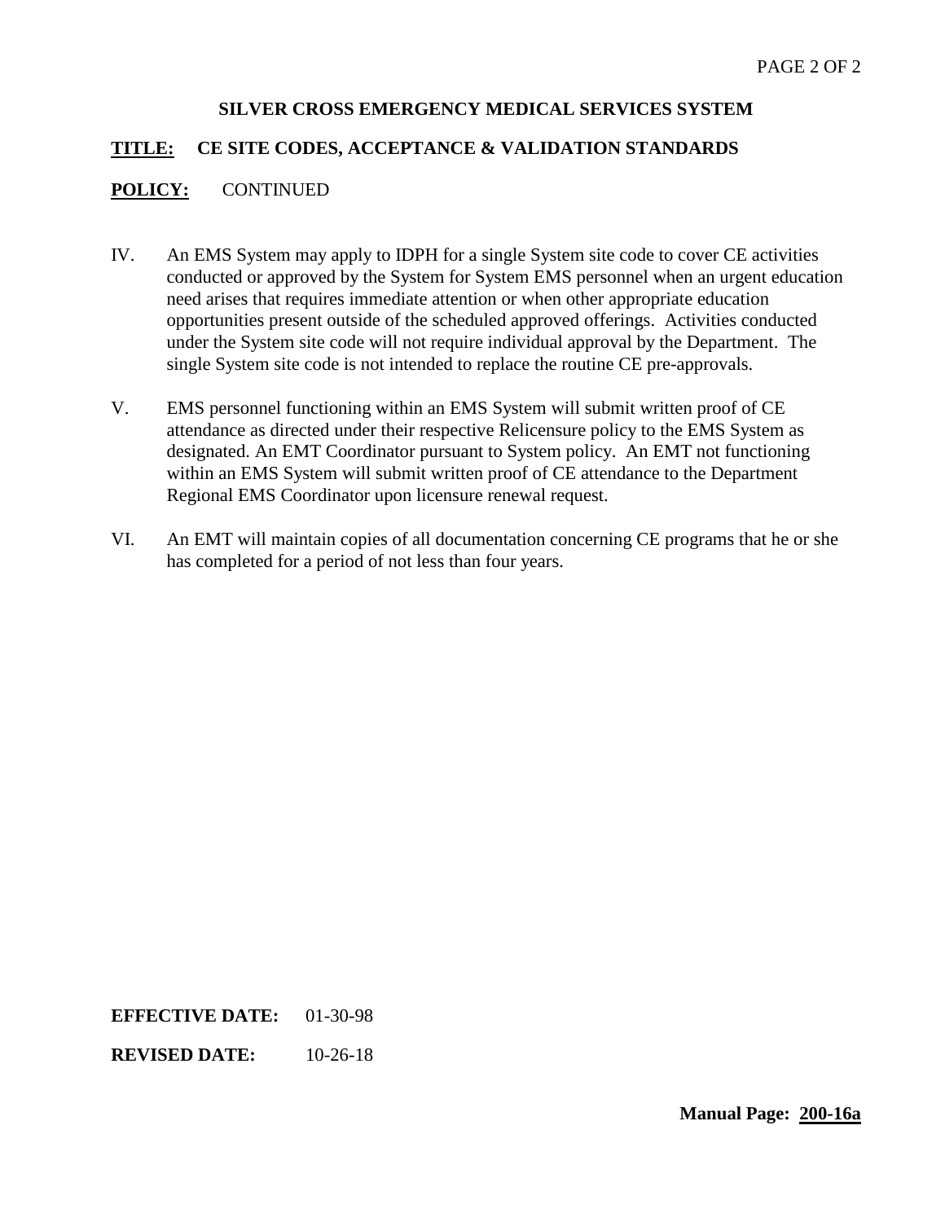**SILVER CROSS EMERGENCY MEDICAL SERVICES SYSTEM**

**TITLE:** **CE SITE CODES, ACCEPTANCE & VALIDATION STANDARDS**

**POLICY:** CONTINUED

IV. An EMS System may apply to IDPH for a single System site code to cover CE activities conducted or approved by the System for System EMS personnel when an urgent education need arises that requires immediate attention or when other appropriate education opportunities present outside of the scheduled approved offerings. Activities conducted under the System site code will not require individual approval by the Department. The single System site code is not intended to replace the routine CE pre-approvals.

V. EMS personnel functioning within an EMS System will submit written proof of CE attendance as directed under their respective Relicensure policy to the EMS System as designated. An EMT Coordinator pursuant to System policy. An EMT not functioning within an EMS System will submit written proof of CE attendance to the Department Regional EMS Coordinator upon licensure renewal request.

VI. An EMT will maintain copies of all documentation concerning CE programs that he or she has completed for a period of not less than four years.

**EFFECTIVE DATE:** 01-30-98

**REVISED DATE:** 10-26-18

**Manual Page: 200-16a**